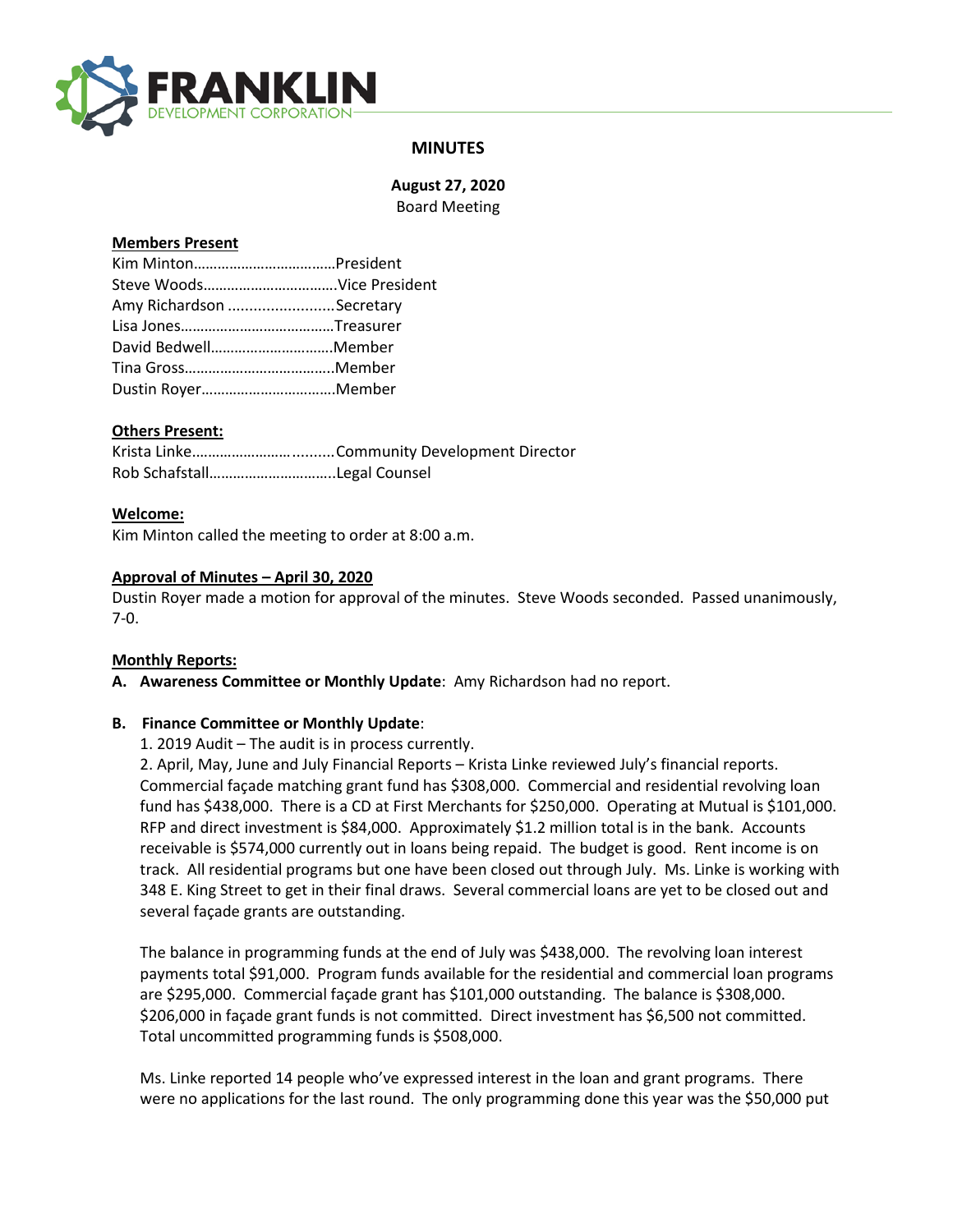FRANKLIN
DEVELOPMENT CORPORATION

# MINUTES

**August 27, 2020**
Board Meeting

**Members Present**

Kim Minton……………………………….President
Steve Woods…………………………….Vice President
Amy Richardson .........................Secretary
Lisa Jones…………………………………Treasurer
David Bedwell………………………….Member
Tina Gross………………………………..Member
Dustin Royer…………………………….Member

**Others Present:**

Krista Linke…………………….........Community Development Director
Rob Schafstall…………………………..Legal Counsel

**Welcome:**

Kim Minton called the meeting to order at 8:00 a.m.

**Approval of Minutes – April 30, 2020**

Dustin Royer made a motion for approval of the minutes. Steve Woods seconded. Passed unanimously, 7-0.

**Monthly Reports:**

**A. Awareness Committee or Monthly Update**: Amy Richardson had no report.

**B. Finance Committee or Monthly Update**:

1. 2019 Audit – The audit is in process currently.
2. April, May, June and July Financial Reports – Krista Linke reviewed July's financial reports. Commercial façade matching grant fund has $308,000. Commercial and residential revolving loan fund has $438,000. There is a CD at First Merchants for $250,000. Operating at Mutual is $101,000. RFP and direct investment is $84,000. Approximately $1.2 million total is in the bank. Accounts receivable is $574,000 currently out in loans being repaid. The budget is good. Rent income is on track. All residential programs but one have been closed out through July. Ms. Linke is working with 348 E. King Street to get in their final draws. Several commercial loans are yet to be closed out and several façade grants are outstanding.

The balance in programming funds at the end of July was $438,000. The revolving loan interest payments total $91,000. Program funds available for the residential and commercial loan programs are $295,000. Commercial façade grant has $101,000 outstanding. The balance is $308,000. $206,000 in façade grant funds is not committed. Direct investment has $6,500 not committed. Total uncommitted programming funds is $508,000.

Ms. Linke reported 14 people who've expressed interest in the loan and grant programs. There were no applications for the last round. The only programming done this year was the $50,000 put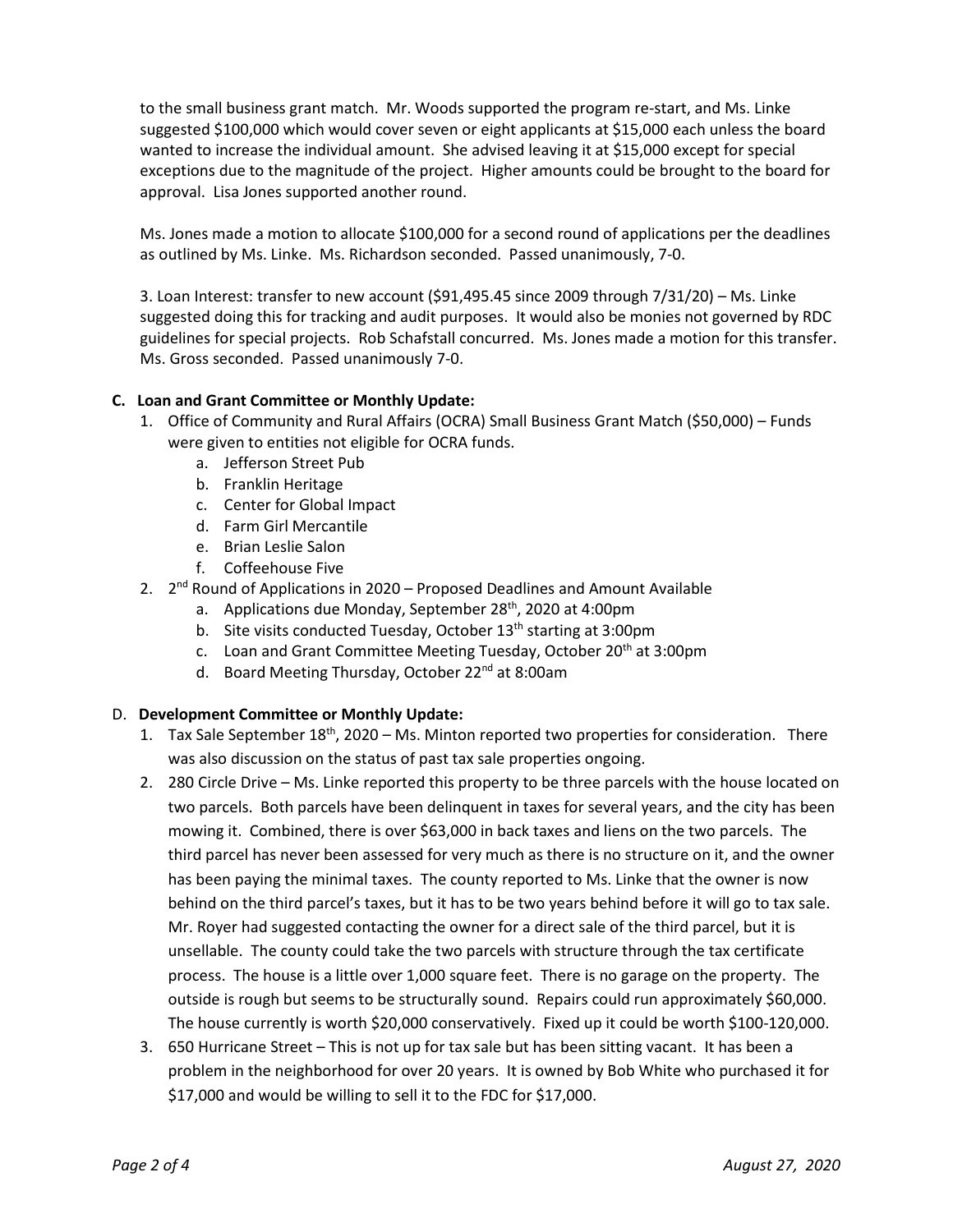to the small business grant match. Mr. Woods supported the program re-start, and Ms. Linke suggested $100,000 which would cover seven or eight applicants at $15,000 each unless the board wanted to increase the individual amount. She advised leaving it at $15,000 except for special exceptions due to the magnitude of the project. Higher amounts could be brought to the board for approval. Lisa Jones supported another round.

Ms. Jones made a motion to allocate $100,000 for a second round of applications per the deadlines as outlined by Ms. Linke. Ms. Richardson seconded. Passed unanimously, 7-0.

3. Loan Interest: transfer to new account ($91,495.45 since 2009 through 7/31/20) – Ms. Linke suggested doing this for tracking and audit purposes. It would also be monies not governed by RDC guidelines for special projects. Rob Schafstall concurred. Ms. Jones made a motion for this transfer. Ms. Gross seconded. Passed unanimously 7-0.

**C. Loan and Grant Committee or Monthly Update:**

1. Office of Community and Rural Affairs (OCRA) Small Business Grant Match ($50,000) – Funds were given to entities not eligible for OCRA funds.
   a. Jefferson Street Pub
   b. Franklin Heritage
   c. Center for Global Impact
   d. Farm Girl Mercantile
   e. Brian Leslie Salon
   f. Coffeehouse Five
2. 2nd Round of Applications in 2020 – Proposed Deadlines and Amount Available
   a. Applications due Monday, September 28th, 2020 at 4:00pm
   b. Site visits conducted Tuesday, October 13th starting at 3:00pm
   c. Loan and Grant Committee Meeting Tuesday, October 20th at 3:00pm
   d. Board Meeting Thursday, October 22nd at 8:00am

D. **Development Committee or Monthly Update:**

1. Tax Sale September 18th, 2020 – Ms. Minton reported two properties for consideration. There was also discussion on the status of past tax sale properties ongoing.
2. 280 Circle Drive – Ms. Linke reported this property to be three parcels with the house located on two parcels. Both parcels have been delinquent in taxes for several years, and the city has been mowing it. Combined, there is over $63,000 in back taxes and liens on the two parcels. The third parcel has never been assessed for very much as there is no structure on it, and the owner has been paying the minimal taxes. The county reported to Ms. Linke that the owner is now behind on the third parcel's taxes, but it has to be two years behind before it will go to tax sale. Mr. Royer had suggested contacting the owner for a direct sale of the third parcel, but it is unsellable. The county could take the two parcels with structure through the tax certificate process. The house is a little over 1,000 square feet. There is no garage on the property. The outside is rough but seems to be structurally sound. Repairs could run approximately $60,000. The house currently is worth $20,000 conservatively. Fixed up it could be worth $100-120,000.
3. 650 Hurricane Street – This is not up for tax sale but has been sitting vacant. It has been a problem in the neighborhood for over 20 years. It is owned by Bob White who purchased it for $17,000 and would be willing to sell it to the FDC for $17,000.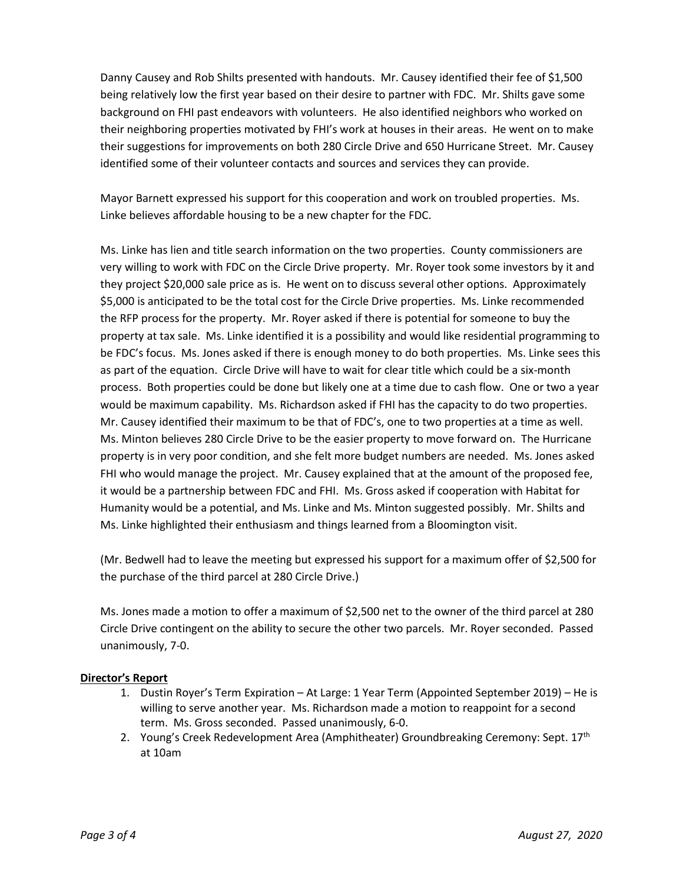Danny Causey and Rob Shilts presented with handouts. Mr. Causey identified their fee of $1,500 being relatively low the first year based on their desire to partner with FDC. Mr. Shilts gave some background on FHI past endeavors with volunteers. He also identified neighbors who worked on their neighboring properties motivated by FHI's work at houses in their areas. He went on to make their suggestions for improvements on both 280 Circle Drive and 650 Hurricane Street. Mr. Causey identified some of their volunteer contacts and sources and services they can provide.

Mayor Barnett expressed his support for this cooperation and work on troubled properties. Ms. Linke believes affordable housing to be a new chapter for the FDC.

Ms. Linke has lien and title search information on the two properties. County commissioners are very willing to work with FDC on the Circle Drive property. Mr. Royer took some investors by it and they project $20,000 sale price as is. He went on to discuss several other options. Approximately $5,000 is anticipated to be the total cost for the Circle Drive properties. Ms. Linke recommended the RFP process for the property. Mr. Royer asked if there is potential for someone to buy the property at tax sale. Ms. Linke identified it is a possibility and would like residential programming to be FDC's focus. Ms. Jones asked if there is enough money to do both properties. Ms. Linke sees this as part of the equation. Circle Drive will have to wait for clear title which could be a six-month process. Both properties could be done but likely one at a time due to cash flow. One or two a year would be maximum capability. Ms. Richardson asked if FHI has the capacity to do two properties. Mr. Causey identified their maximum to be that of FDC's, one to two properties at a time as well. Ms. Minton believes 280 Circle Drive to be the easier property to move forward on. The Hurricane property is in very poor condition, and she felt more budget numbers are needed. Ms. Jones asked FHI who would manage the project. Mr. Causey explained that at the amount of the proposed fee, it would be a partnership between FDC and FHI. Ms. Gross asked if cooperation with Habitat for Humanity would be a potential, and Ms. Linke and Ms. Minton suggested possibly. Mr. Shilts and Ms. Linke highlighted their enthusiasm and things learned from a Bloomington visit.

(Mr. Bedwell had to leave the meeting but expressed his support for a maximum offer of $2,500 for the purchase of the third parcel at 280 Circle Drive.)

Ms. Jones made a motion to offer a maximum of $2,500 net to the owner of the third parcel at 280 Circle Drive contingent on the ability to secure the other two parcels. Mr. Royer seconded. Passed unanimously, 7-0.

**Director's Report**

1. Dustin Royer's Term Expiration – At Large: 1 Year Term (Appointed September 2019) – He is willing to serve another year. Ms. Richardson made a motion to reappoint for a second term. Ms. Gross seconded. Passed unanimously, 6-0.
2. Young's Creek Redevelopment Area (Amphitheater) Groundbreaking Ceremony: Sept. 17th at 10am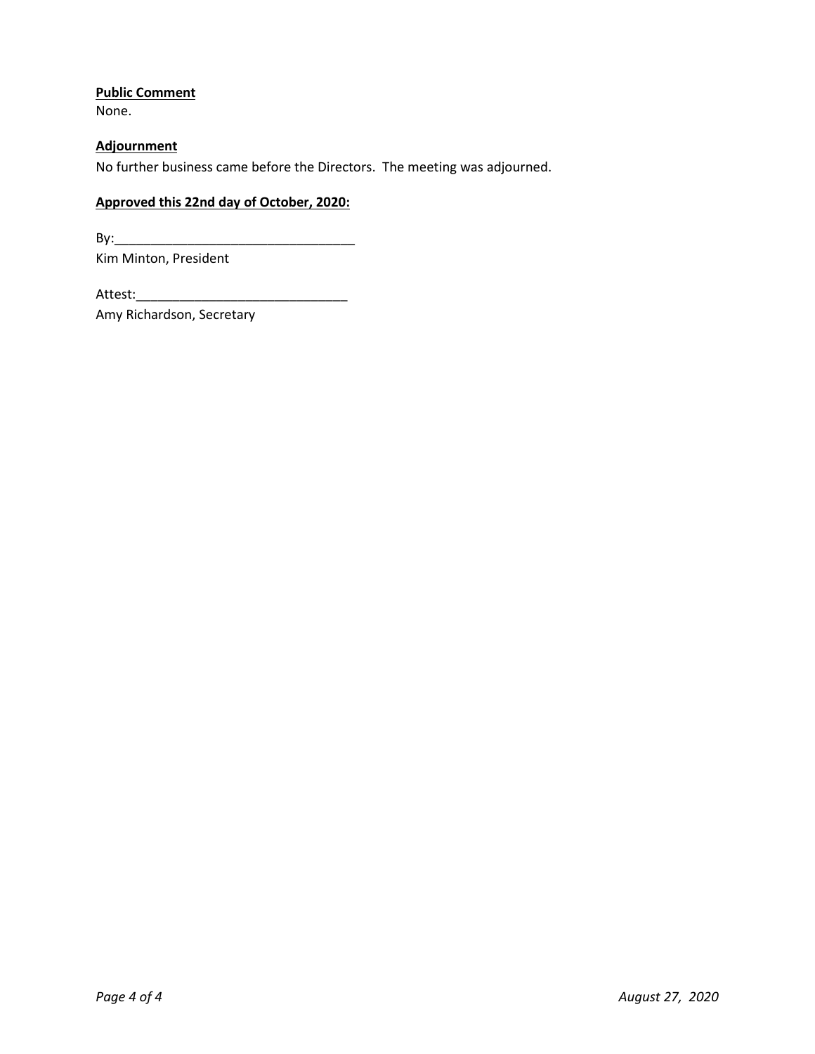**Public Comment**

None.

**Adjournment**

No further business came before the Directors. The meeting was adjourned.

**Approved this 22nd day of October, 2020:**

By:_________________________________

Kim Minton, President

Attest:_____________________________

Amy Richardson, Secretary